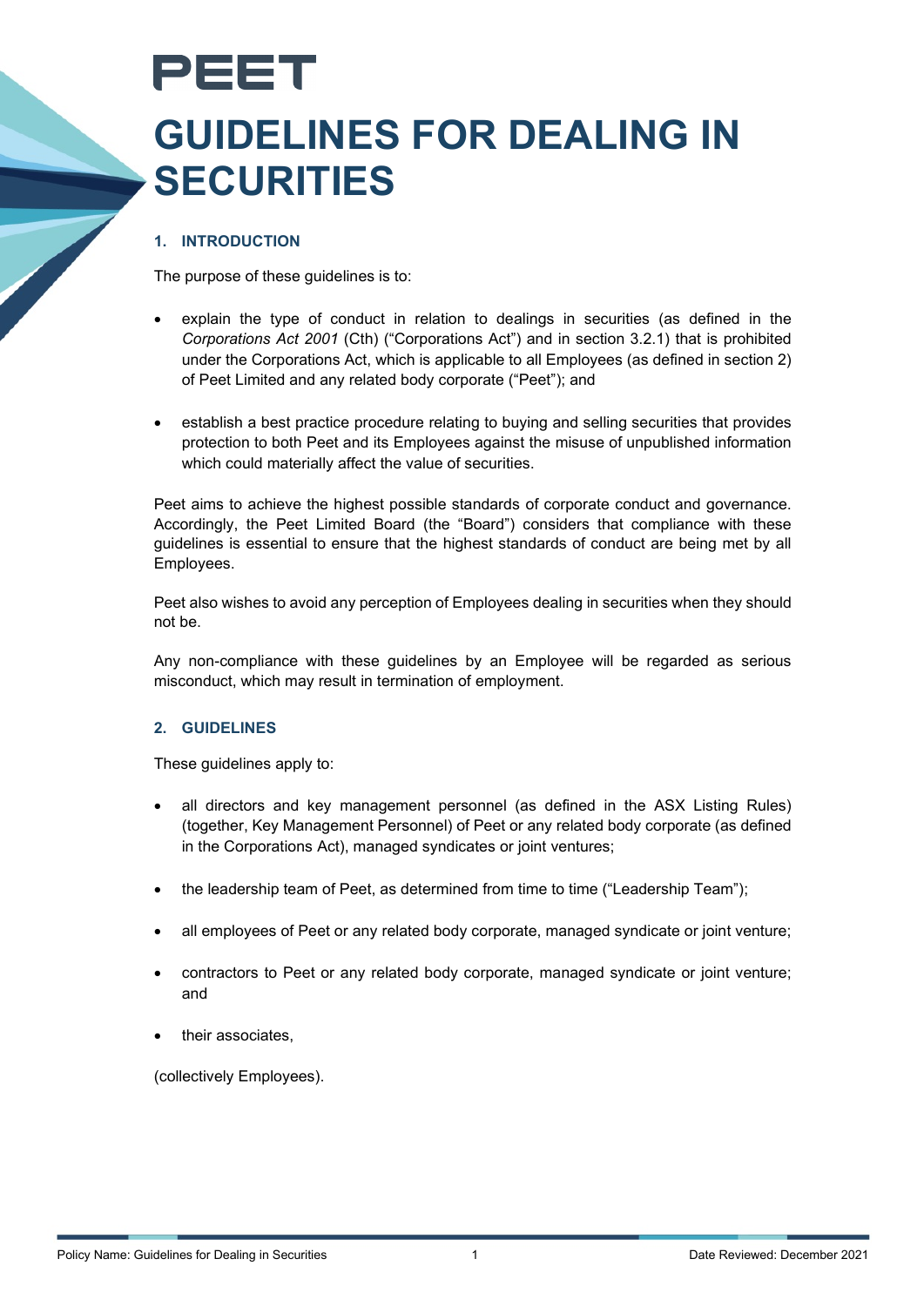PEET

# GUIDELINES FOR DEALING IN SECURITIES

## 1. INTRODUCTION

The purpose of these guidelines is to:

- explain the type of conduct in relation to dealings in securities (as defined in the *Corporations Act 2001* (Cth) ("Corporations Act") and in section 3.2.1) that is prohibited under the Corporations Act, which is applicable to all Employees (as defined in section 2) of Peet Limited and any related body corporate ("Peet"); and

- establish a best practice procedure relating to buying and selling securities that provides protection to both Peet and its Employees against the misuse of unpublished information which could materially affect the value of securities.

Peet aims to achieve the highest possible standards of corporate conduct and governance. Accordingly, the Peet Limited Board (the "Board") considers that compliance with these guidelines is essential to ensure that the highest standards of conduct are being met by all Employees.

Peet also wishes to avoid any perception of Employees dealing in securities when they should not be.

Any non-compliance with these guidelines by an Employee will be regarded as serious misconduct, which may result in termination of employment.

## 2. GUIDELINES

These guidelines apply to:

- all directors and key management personnel (as defined in the ASX Listing Rules) (together, Key Management Personnel) of Peet or any related body corporate (as defined in the Corporations Act), managed syndicates or joint ventures;

- the leadership team of Peet, as determined from time to time ("Leadership Team");

- all employees of Peet or any related body corporate, managed syndicate or joint venture;

- contractors to Peet or any related body corporate, managed syndicate or joint venture; and

- their associates,

(collectively Employees).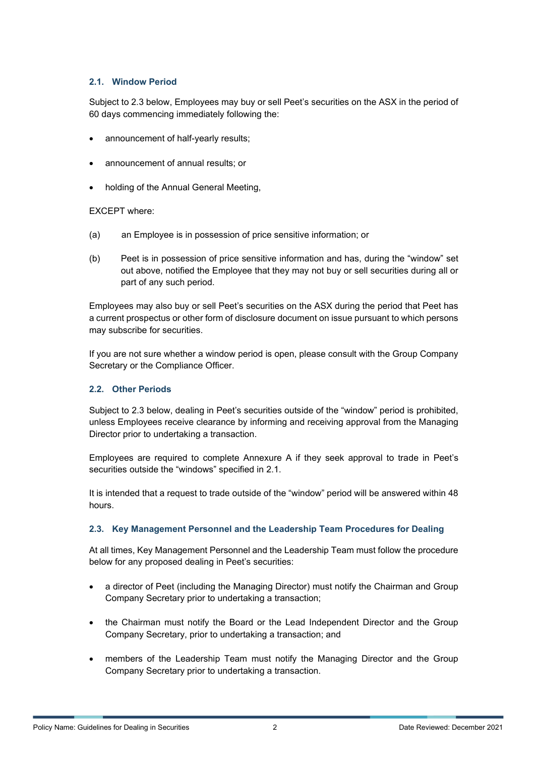### 2.1. Window Period

Subject to 2.3 below, Employees may buy or sell Peet's securities on the ASX in the period of 60 days commencing immediately following the:

- announcement of half-yearly results;
- announcement of annual results; or
- holding of the Annual General Meeting,

EXCEPT where:

(a) an Employee is in possession of price sensitive information; or

(b) Peet is in possession of price sensitive information and has, during the "window" set out above, notified the Employee that they may not buy or sell securities during all or part of any such period.

Employees may also buy or sell Peet's securities on the ASX during the period that Peet has a current prospectus or other form of disclosure document on issue pursuant to which persons may subscribe for securities.

If you are not sure whether a window period is open, please consult with the Group Company Secretary or the Compliance Officer.

### 2.2. Other Periods

Subject to 2.3 below, dealing in Peet's securities outside of the "window" period is prohibited, unless Employees receive clearance by informing and receiving approval from the Managing Director prior to undertaking a transaction.

Employees are required to complete Annexure A if they seek approval to trade in Peet's securities outside the "windows" specified in 2.1.

It is intended that a request to trade outside of the "window" period will be answered within 48 hours.

### 2.3. Key Management Personnel and the Leadership Team Procedures for Dealing

At all times, Key Management Personnel and the Leadership Team must follow the procedure below for any proposed dealing in Peet's securities:

- a director of Peet (including the Managing Director) must notify the Chairman and Group Company Secretary prior to undertaking a transaction;
- the Chairman must notify the Board or the Lead Independent Director and the Group Company Secretary, prior to undertaking a transaction; and
- members of the Leadership Team must notify the Managing Director and the Group Company Secretary prior to undertaking a transaction.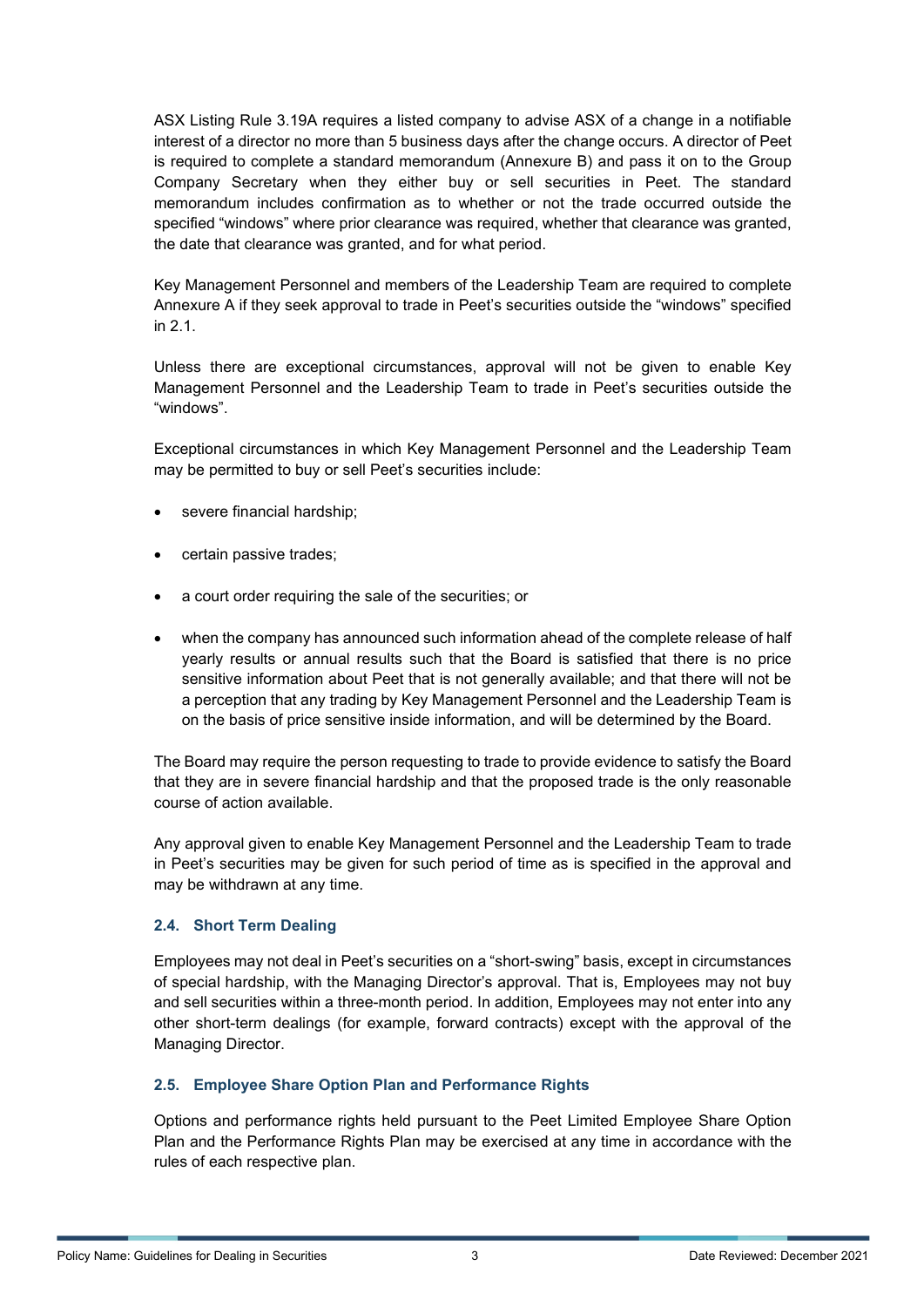ASX Listing Rule 3.19A requires a listed company to advise ASX of a change in a notifiable interest of a director no more than 5 business days after the change occurs. A director of Peet is required to complete a standard memorandum (Annexure B) and pass it on to the Group Company Secretary when they either buy or sell securities in Peet. The standard memorandum includes confirmation as to whether or not the trade occurred outside the specified "windows" where prior clearance was required, whether that clearance was granted, the date that clearance was granted, and for what period.

Key Management Personnel and members of the Leadership Team are required to complete Annexure A if they seek approval to trade in Peet's securities outside the "windows" specified in 2.1.

Unless there are exceptional circumstances, approval will not be given to enable Key Management Personnel and the Leadership Team to trade in Peet's securities outside the "windows".

Exceptional circumstances in which Key Management Personnel and the Leadership Team may be permitted to buy or sell Peet's securities include:

- severe financial hardship;
- certain passive trades;
- a court order requiring the sale of the securities; or
- when the company has announced such information ahead of the complete release of half yearly results or annual results such that the Board is satisfied that there is no price sensitive information about Peet that is not generally available; and that there will not be a perception that any trading by Key Management Personnel and the Leadership Team is on the basis of price sensitive inside information, and will be determined by the Board.

The Board may require the person requesting to trade to provide evidence to satisfy the Board that they are in severe financial hardship and that the proposed trade is the only reasonable course of action available.

Any approval given to enable Key Management Personnel and the Leadership Team to trade in Peet's securities may be given for such period of time as is specified in the approval and may be withdrawn at any time.

### 2.4. Short Term Dealing

Employees may not deal in Peet's securities on a "short-swing" basis, except in circumstances of special hardship, with the Managing Director's approval. That is, Employees may not buy and sell securities within a three-month period. In addition, Employees may not enter into any other short-term dealings (for example, forward contracts) except with the approval of the Managing Director.

### 2.5. Employee Share Option Plan and Performance Rights

Options and performance rights held pursuant to the Peet Limited Employee Share Option Plan and the Performance Rights Plan may be exercised at any time in accordance with the rules of each respective plan.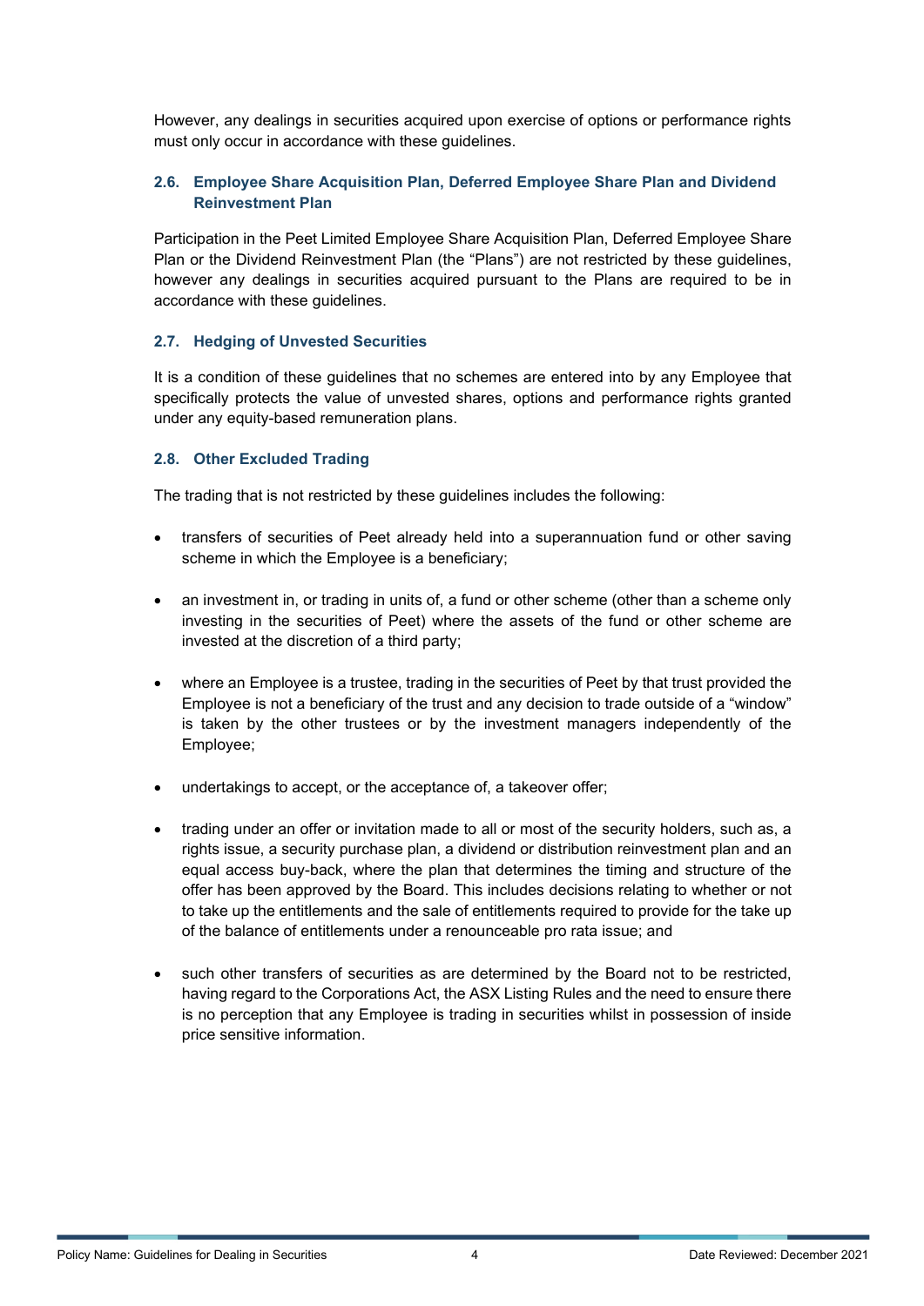However, any dealings in securities acquired upon exercise of options or performance rights must only occur in accordance with these guidelines.

### 2.6. Employee Share Acquisition Plan, Deferred Employee Share Plan and Dividend Reinvestment Plan

Participation in the Peet Limited Employee Share Acquisition Plan, Deferred Employee Share Plan or the Dividend Reinvestment Plan (the "Plans") are not restricted by these guidelines, however any dealings in securities acquired pursuant to the Plans are required to be in accordance with these guidelines.

### 2.7. Hedging of Unvested Securities

It is a condition of these guidelines that no schemes are entered into by any Employee that specifically protects the value of unvested shares, options and performance rights granted under any equity-based remuneration plans.

### 2.8. Other Excluded Trading

The trading that is not restricted by these guidelines includes the following:

- transfers of securities of Peet already held into a superannuation fund or other saving scheme in which the Employee is a beneficiary;
- an investment in, or trading in units of, a fund or other scheme (other than a scheme only investing in the securities of Peet) where the assets of the fund or other scheme are invested at the discretion of a third party;
- where an Employee is a trustee, trading in the securities of Peet by that trust provided the Employee is not a beneficiary of the trust and any decision to trade outside of a "window" is taken by the other trustees or by the investment managers independently of the Employee;
- undertakings to accept, or the acceptance of, a takeover offer;
- trading under an offer or invitation made to all or most of the security holders, such as, a rights issue, a security purchase plan, a dividend or distribution reinvestment plan and an equal access buy-back, where the plan that determines the timing and structure of the offer has been approved by the Board. This includes decisions relating to whether or not to take up the entitlements and the sale of entitlements required to provide for the take up of the balance of entitlements under a renounceable pro rata issue; and
- such other transfers of securities as are determined by the Board not to be restricted, having regard to the Corporations Act, the ASX Listing Rules and the need to ensure there is no perception that any Employee is trading in securities whilst in possession of inside price sensitive information.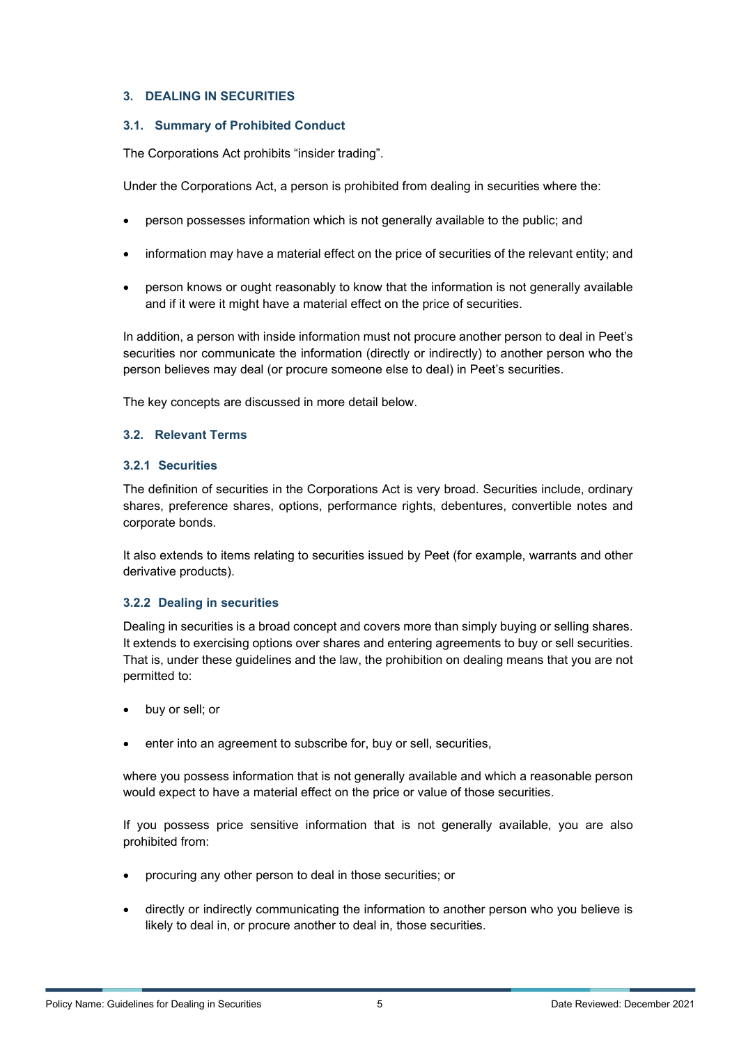## 3. DEALING IN SECURITIES

### 3.1. Summary of Prohibited Conduct

The Corporations Act prohibits "insider trading".

Under the Corporations Act, a person is prohibited from dealing in securities where the:

- person possesses information which is not generally available to the public; and
- information may have a material effect on the price of securities of the relevant entity; and
- person knows or ought reasonably to know that the information is not generally available and if it were it might have a material effect on the price of securities.

In addition, a person with inside information must not procure another person to deal in Peet's securities nor communicate the information (directly or indirectly) to another person who the person believes may deal (or procure someone else to deal) in Peet's securities.

The key concepts are discussed in more detail below.

### 3.2. Relevant Terms

#### 3.2.1 Securities

The definition of securities in the Corporations Act is very broad. Securities include, ordinary shares, preference shares, options, performance rights, debentures, convertible notes and corporate bonds.

It also extends to items relating to securities issued by Peet (for example, warrants and other derivative products).

#### 3.2.2 Dealing in securities

Dealing in securities is a broad concept and covers more than simply buying or selling shares. It extends to exercising options over shares and entering agreements to buy or sell securities. That is, under these guidelines and the law, the prohibition on dealing means that you are not permitted to:

- buy or sell; or
- enter into an agreement to subscribe for, buy or sell, securities,

where you possess information that is not generally available and which a reasonable person would expect to have a material effect on the price or value of those securities.

If you possess price sensitive information that is not generally available, you are also prohibited from:

- procuring any other person to deal in those securities; or
- directly or indirectly communicating the information to another person who you believe is likely to deal in, or procure another to deal in, those securities.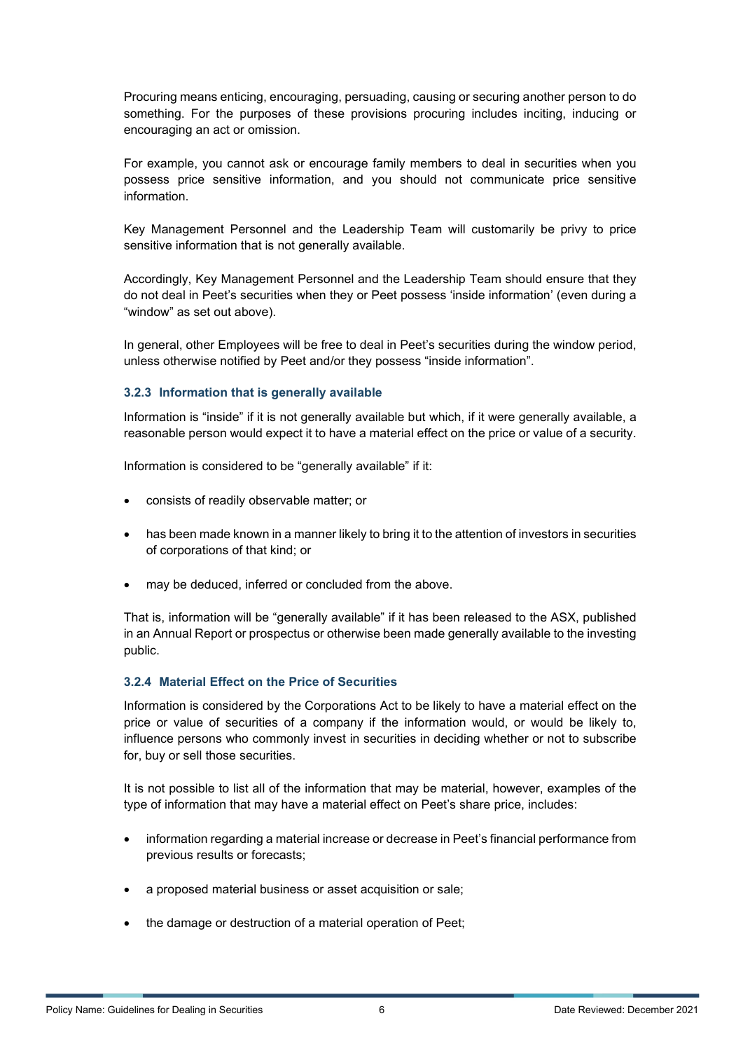Procuring means enticing, encouraging, persuading, causing or securing another person to do something. For the purposes of these provisions procuring includes inciting, inducing or encouraging an act or omission.

For example, you cannot ask or encourage family members to deal in securities when you possess price sensitive information, and you should not communicate price sensitive information.

Key Management Personnel and the Leadership Team will customarily be privy to price sensitive information that is not generally available.

Accordingly, Key Management Personnel and the Leadership Team should ensure that they do not deal in Peet's securities when they or Peet possess 'inside information' (even during a "window" as set out above).

In general, other Employees will be free to deal in Peet's securities during the window period, unless otherwise notified by Peet and/or they possess "inside information".

### 3.2.3 Information that is generally available

Information is "inside" if it is not generally available but which, if it were generally available, a reasonable person would expect it to have a material effect on the price or value of a security.

Information is considered to be "generally available" if it:

- consists of readily observable matter; or
- has been made known in a manner likely to bring it to the attention of investors in securities of corporations of that kind; or
- may be deduced, inferred or concluded from the above.

That is, information will be "generally available" if it has been released to the ASX, published in an Annual Report or prospectus or otherwise been made generally available to the investing public.

### 3.2.4 Material Effect on the Price of Securities

Information is considered by the Corporations Act to be likely to have a material effect on the price or value of securities of a company if the information would, or would be likely to, influence persons who commonly invest in securities in deciding whether or not to subscribe for, buy or sell those securities.

It is not possible to list all of the information that may be material, however, examples of the type of information that may have a material effect on Peet's share price, includes:

- information regarding a material increase or decrease in Peet's financial performance from previous results or forecasts;
- a proposed material business or asset acquisition or sale;
- the damage or destruction of a material operation of Peet;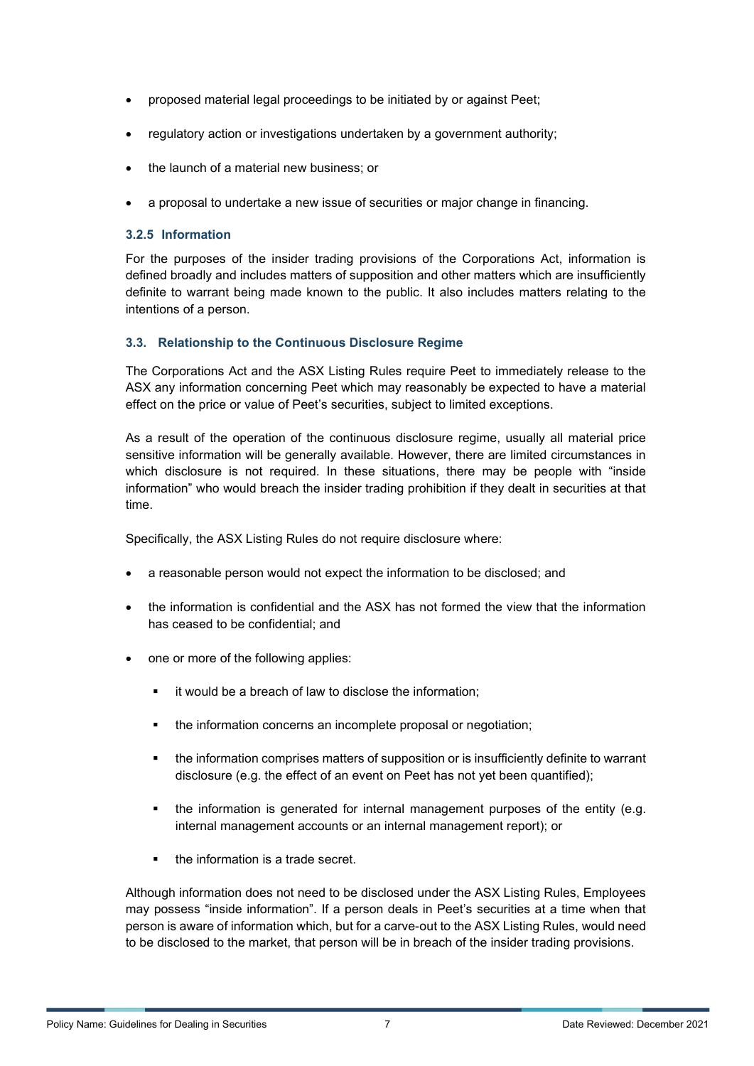- proposed material legal proceedings to be initiated by or against Peet;
- regulatory action or investigations undertaken by a government authority;
- the launch of a material new business; or
- a proposal to undertake a new issue of securities or major change in financing.

#### 3.2.5 Information

For the purposes of the insider trading provisions of the Corporations Act, information is defined broadly and includes matters of supposition and other matters which are insufficiently definite to warrant being made known to the public. It also includes matters relating to the intentions of a person.

### 3.3. Relationship to the Continuous Disclosure Regime

The Corporations Act and the ASX Listing Rules require Peet to immediately release to the ASX any information concerning Peet which may reasonably be expected to have a material effect on the price or value of Peet's securities, subject to limited exceptions.

As a result of the operation of the continuous disclosure regime, usually all material price sensitive information will be generally available. However, there are limited circumstances in which disclosure is not required. In these situations, there may be people with "inside information" who would breach the insider trading prohibition if they dealt in securities at that time.

Specifically, the ASX Listing Rules do not require disclosure where:

- a reasonable person would not expect the information to be disclosed; and
- the information is confidential and the ASX has not formed the view that the information has ceased to be confidential; and
- one or more of the following applies:
  - it would be a breach of law to disclose the information;
  - the information concerns an incomplete proposal or negotiation;
  - the information comprises matters of supposition or is insufficiently definite to warrant disclosure (e.g. the effect of an event on Peet has not yet been quantified);
  - the information is generated for internal management purposes of the entity (e.g. internal management accounts or an internal management report); or
  - the information is a trade secret.

Although information does not need to be disclosed under the ASX Listing Rules, Employees may possess "inside information". If a person deals in Peet's securities at a time when that person is aware of information which, but for a carve-out to the ASX Listing Rules, would need to be disclosed to the market, that person will be in breach of the insider trading provisions.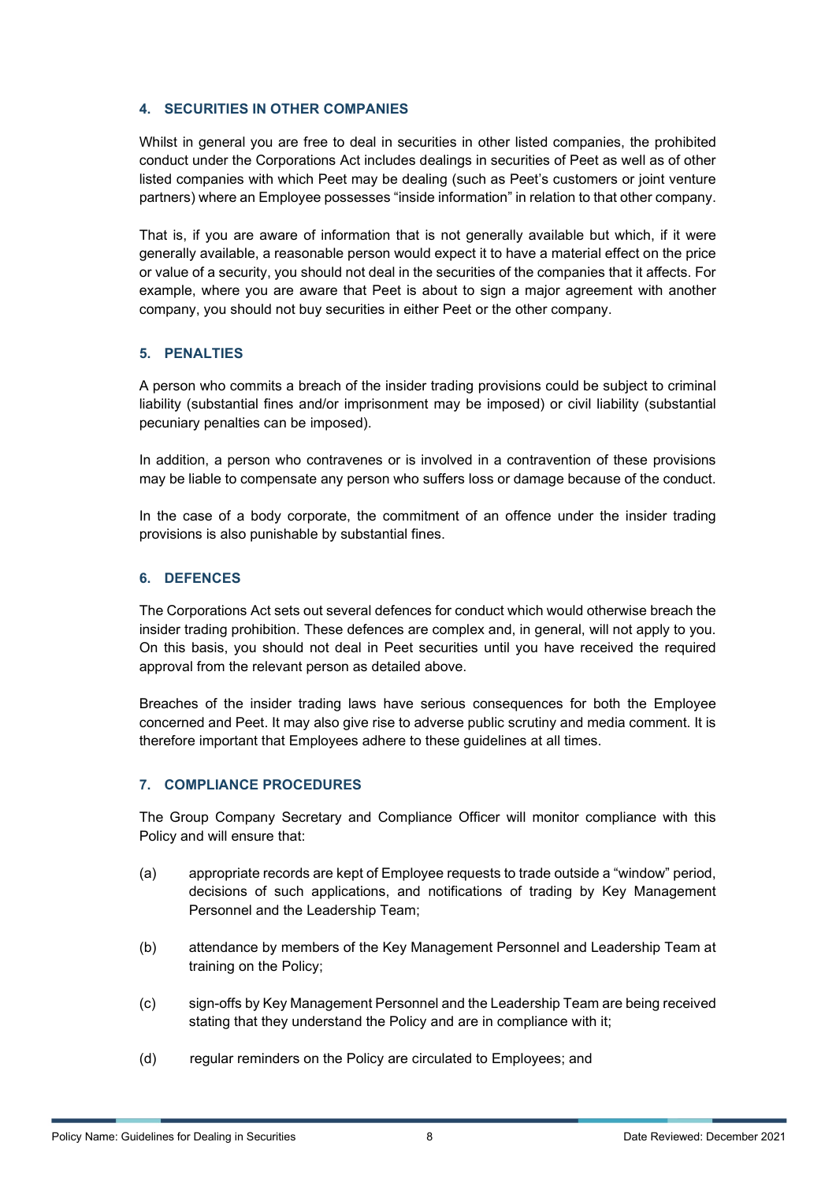## 4. SECURITIES IN OTHER COMPANIES

Whilst in general you are free to deal in securities in other listed companies, the prohibited conduct under the Corporations Act includes dealings in securities of Peet as well as of other listed companies with which Peet may be dealing (such as Peet's customers or joint venture partners) where an Employee possesses "inside information" in relation to that other company.

That is, if you are aware of information that is not generally available but which, if it were generally available, a reasonable person would expect it to have a material effect on the price or value of a security, you should not deal in the securities of the companies that it affects. For example, where you are aware that Peet is about to sign a major agreement with another company, you should not buy securities in either Peet or the other company.

## 5. PENALTIES

A person who commits a breach of the insider trading provisions could be subject to criminal liability (substantial fines and/or imprisonment may be imposed) or civil liability (substantial pecuniary penalties can be imposed).

In addition, a person who contravenes or is involved in a contravention of these provisions may be liable to compensate any person who suffers loss or damage because of the conduct.

In the case of a body corporate, the commitment of an offence under the insider trading provisions is also punishable by substantial fines.

## 6. DEFENCES

The Corporations Act sets out several defences for conduct which would otherwise breach the insider trading prohibition. These defences are complex and, in general, will not apply to you. On this basis, you should not deal in Peet securities until you have received the required approval from the relevant person as detailed above.

Breaches of the insider trading laws have serious consequences for both the Employee concerned and Peet. It may also give rise to adverse public scrutiny and media comment. It is therefore important that Employees adhere to these guidelines at all times.

## 7. COMPLIANCE PROCEDURES

The Group Company Secretary and Compliance Officer will monitor compliance with this Policy and will ensure that:

(a) appropriate records are kept of Employee requests to trade outside a "window" period, decisions of such applications, and notifications of trading by Key Management Personnel and the Leadership Team;

(b) attendance by members of the Key Management Personnel and Leadership Team at training on the Policy;

(c) sign-offs by Key Management Personnel and the Leadership Team are being received stating that they understand the Policy and are in compliance with it;

(d) regular reminders on the Policy are circulated to Employees; and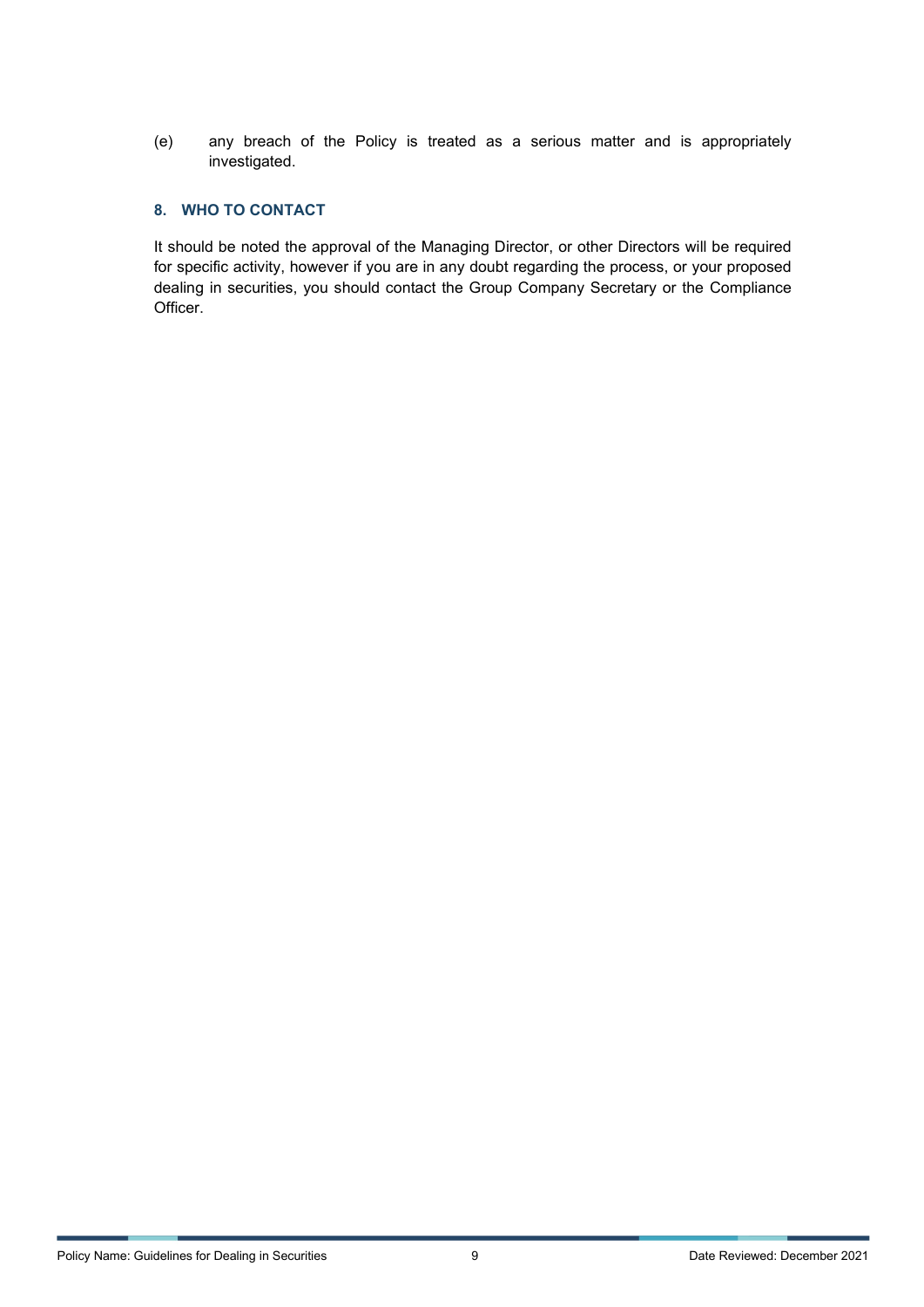(e) any breach of the Policy is treated as a serious matter and is appropriately investigated.

## 8. WHO TO CONTACT

It should be noted the approval of the Managing Director, or other Directors will be required for specific activity, however if you are in any doubt regarding the process, or your proposed dealing in securities, you should contact the Group Company Secretary or the Compliance Officer.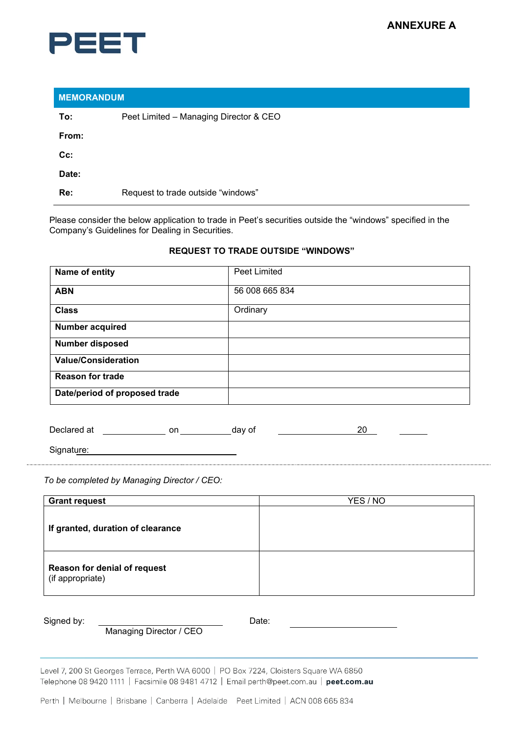ANNEXURE A

PEET

## MEMORANDUM

**To:** Peet Limited – Managing Director & CEO

**From:**

**Cc:**

**Date:**

**Re:** Request to trade outside "windows"

Please consider the below application to trade in Peet's securities outside the "windows" specified in the Company's Guidelines for Dealing in Securities.

### REQUEST TO TRADE OUTSIDE "WINDOWS"

| | |
|---|---|
| **Name of entity** | Peet Limited |
| **ABN** | 56 008 665 834 |
| **Class** | Ordinary |
| **Number acquired** | |
| **Number disposed** | |
| **Value/Consideration** | |
| **Reason for trade** | |
| **Date/period of proposed trade** | |

Declared at ____________ on ____________ day of ________________ 20 ______

Signature: ______________________________

*To be completed by Managing Director / CEO:*

| | |
|---|---|
| **Grant request** | YES / NO |
| **If granted, duration of clearance** | |
| **Reason for denial of request** (if appropriate) | |

Signed by: ______________________ Date: ______________________

Managing Director / CEO

Level 7, 200 St Georges Terrace, Perth WA 6000 | PO Box 7224, Cloisters Square WA 6850
Telephone 08 9420 1111 | Facsimile 08 9481 4712 | Email perth@peet.com.au | **peet.com.au**

Perth | Melbourne | Brisbane | Canberra | Adelaide Peet Limited | ACN 008 665 834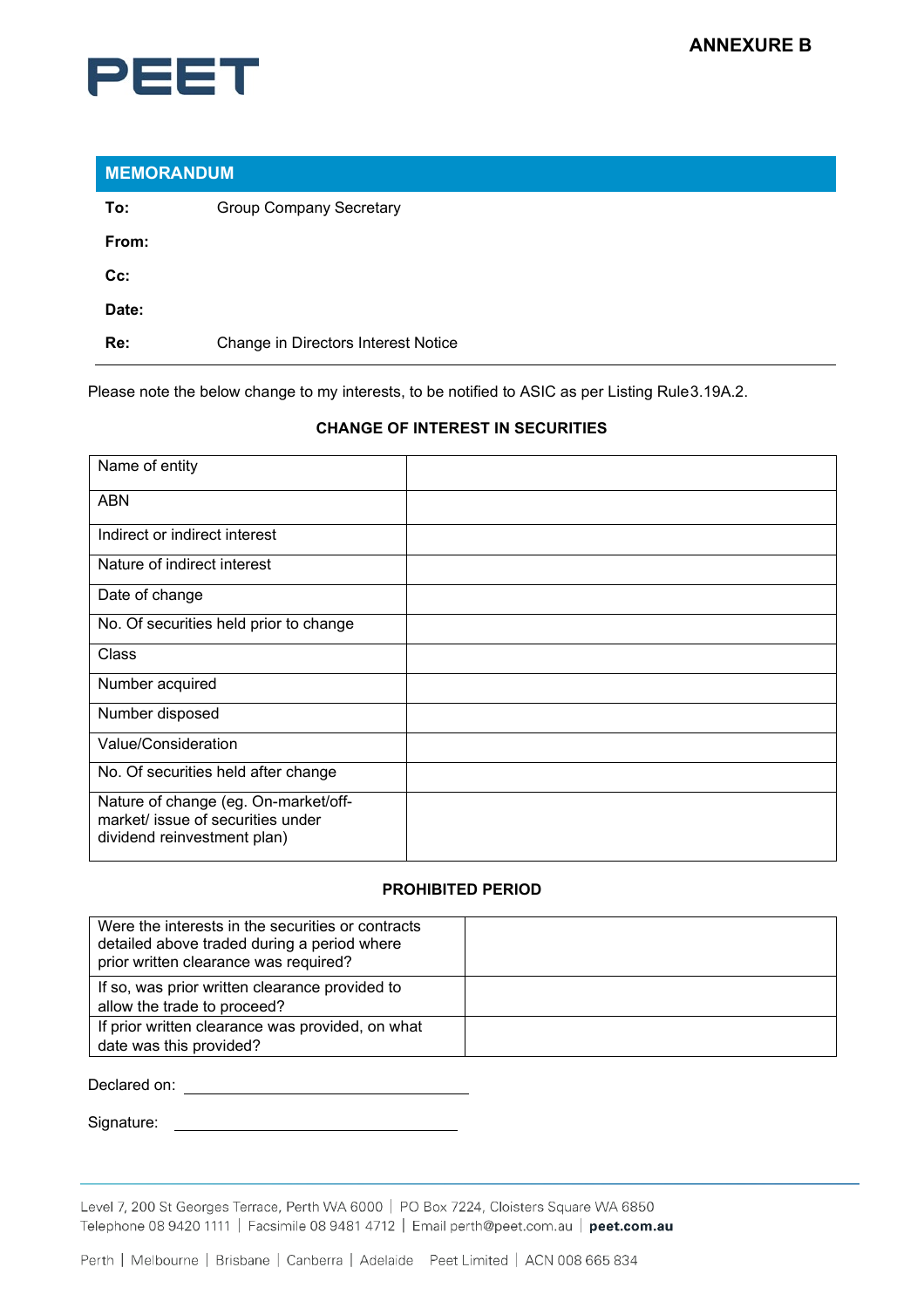**ANNEXURE B**

PEET

## MEMORANDUM

| | |
|---|---|
| **To:** | Group Company Secretary |
| **From:** | |
| **Cc:** | |
| **Date:** | |
| **Re:** | Change in Directors Interest Notice |

Please note the below change to my interests, to be notified to ASIC as per Listing Rule3.19A.2.

### CHANGE OF INTEREST IN SECURITIES

| | |
|---|---|
| Name of entity | |
| ABN | |
| Indirect or indirect interest | |
| Nature of indirect interest | |
| Date of change | |
| No. Of securities held prior to change | |
| Class | |
| Number acquired | |
| Number disposed | |
| Value/Consideration | |
| No. Of securities held after change | |
| Nature of change (eg. On-market/off-market/ issue of securities under dividend reinvestment plan) | |

### PROHIBITED PERIOD

| | |
|---|---|
| Were the interests in the securities or contracts detailed above traded during a period where prior written clearance was required? | |
| If so, was prior written clearance provided to allow the trade to proceed? | |
| If prior written clearance was provided, on what date was this provided? | |

Declared on: ______________________________

Signature: ______________________________

Level 7, 200 St Georges Terrace, Perth WA 6000 | PO Box 7224, Cloisters Square WA 6850
Telephone 08 9420 1111 | Facsimile 08 9481 4712 | Email perth@peet.com.au | **peet.com.au**

Perth | Melbourne | Brisbane | Canberra | Adelaide   Peet Limited | ACN 008 665 834